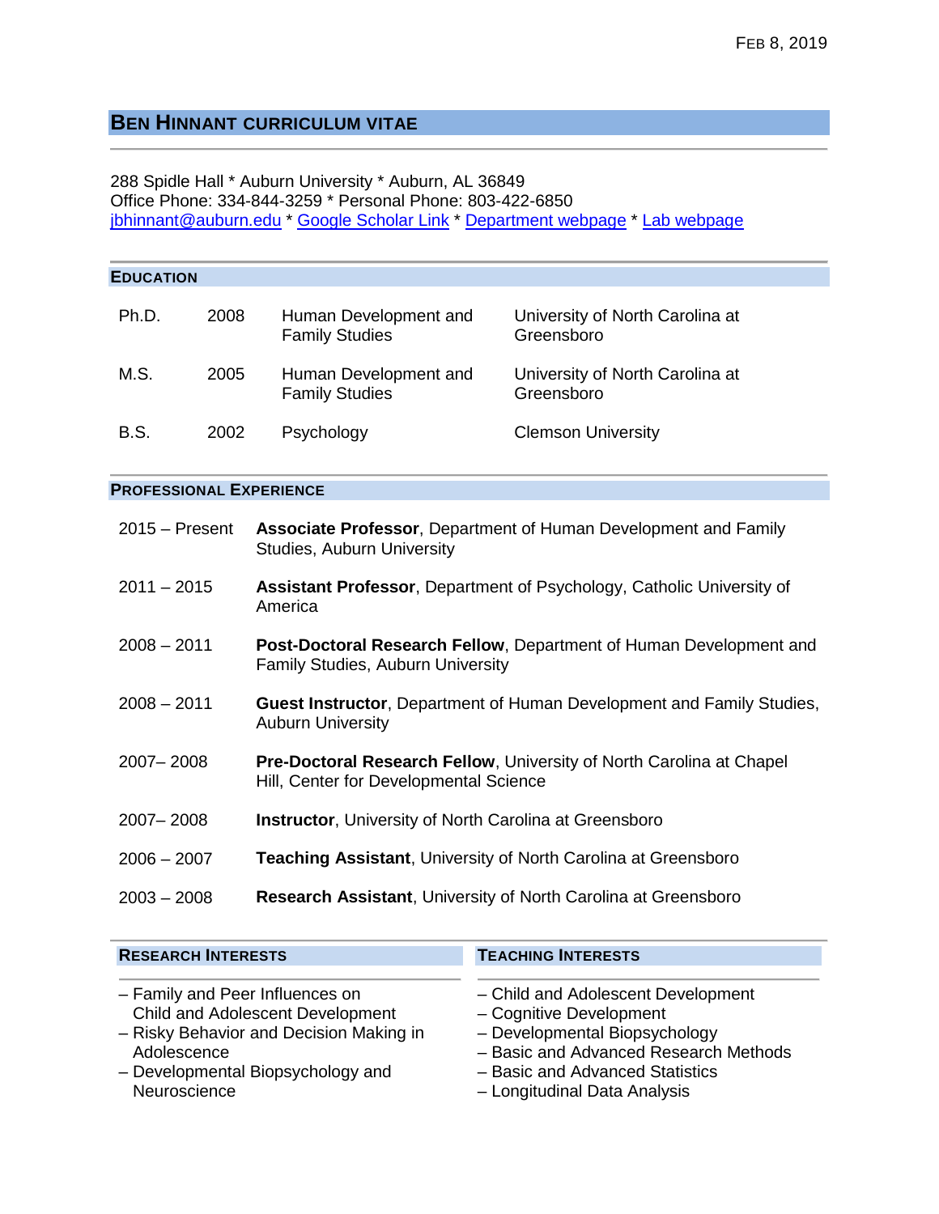Feb 8, 2019

# Ben Hinnant Curriculum Vitae

288 Spidle Hall * Auburn University * Auburn, AL 36849
Office Phone: 334-844-3259 * Personal Phone: 803-422-6850
jbhinnant@auburn.edu * Google Scholar Link * Department webpage * Lab webpage

## Education

| | | | |
|---|---|---|---|
| Ph.D. | 2008 | Human Development and Family Studies | University of North Carolina at Greensboro |
| M.S. | 2005 | Human Development and Family Studies | University of North Carolina at Greensboro |
| B.S. | 2002 | Psychology | Clemson University |

## Professional Experience

| | |
|---|---|
| 2015 – Present | **Associate Professor**, Department of Human Development and Family Studies, Auburn University |
| 2011 – 2015 | **Assistant Professor**, Department of Psychology, Catholic University of America |
| 2008 – 2011 | **Post-Doctoral Research Fellow**, Department of Human Development and Family Studies, Auburn University |
| 2008 – 2011 | **Guest Instructor**, Department of Human Development and Family Studies, Auburn University |
| 2007– 2008 | **Pre-Doctoral Research Fellow**, University of North Carolina at Chapel Hill, Center for Developmental Science |
| 2007– 2008 | **Instructor**, University of North Carolina at Greensboro |
| 2006 – 2007 | **Teaching Assistant**, University of North Carolina at Greensboro |
| 2003 – 2008 | **Research Assistant**, University of North Carolina at Greensboro |

## Research Interests

- Family and Peer Influences on Child and Adolescent Development
- Risky Behavior and Decision Making in Adolescence
- Developmental Biopsychology and Neuroscience

## Teaching Interests

- Child and Adolescent Development
- Cognitive Development
- Developmental Biopsychology
- Basic and Advanced Research Methods
- Basic and Advanced Statistics
- Longitudinal Data Analysis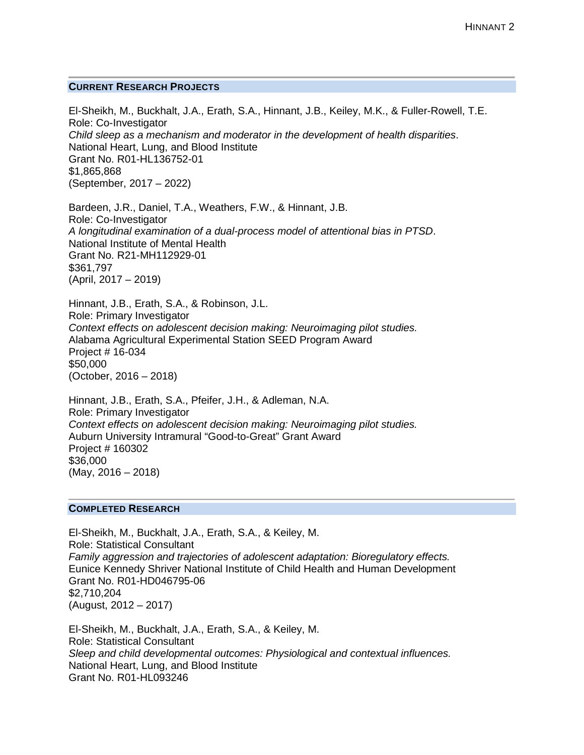## CURRENT RESEARCH PROJECTS

El-Sheikh, M., Buckhalt, J.A., Erath, S.A., Hinnant, J.B., Keiley, M.K., & Fuller-Rowell, T.E.
Role: Co-Investigator
*Child sleep as a mechanism and moderator in the development of health disparities*.
National Heart, Lung, and Blood Institute
Grant No. R01-HL136752-01
$1,865,868
(September, 2017 – 2022)

Bardeen, J.R., Daniel, T.A., Weathers, F.W., & Hinnant, J.B.
Role: Co-Investigator
*A longitudinal examination of a dual-process model of attentional bias in PTSD*.
National Institute of Mental Health
Grant No. R21-MH112929-01
$361,797
(April, 2017 – 2019)

Hinnant, J.B., Erath, S.A., & Robinson, J.L.
Role: Primary Investigator
*Context effects on adolescent decision making: Neuroimaging pilot studies.*
Alabama Agricultural Experimental Station SEED Program Award
Project # 16-034
$50,000
(October, 2016 – 2018)

Hinnant, J.B., Erath, S.A., Pfeifer, J.H., & Adleman, N.A.
Role: Primary Investigator
*Context effects on adolescent decision making: Neuroimaging pilot studies.*
Auburn University Intramural "Good-to-Great" Grant Award
Project # 160302
$36,000
(May, 2016 – 2018)

## COMPLETED RESEARCH

El-Sheikh, M., Buckhalt, J.A., Erath, S.A., & Keiley, M.
Role: Statistical Consultant
*Family aggression and trajectories of adolescent adaptation: Bioregulatory effects.*
Eunice Kennedy Shriver National Institute of Child Health and Human Development
Grant No. R01-HD046795-06
$2,710,204
(August, 2012 – 2017)

El-Sheikh, M., Buckhalt, J.A., Erath, S.A., & Keiley, M.
Role: Statistical Consultant
*Sleep and child developmental outcomes: Physiological and contextual influences.*
National Heart, Lung, and Blood Institute
Grant No. R01-HL093246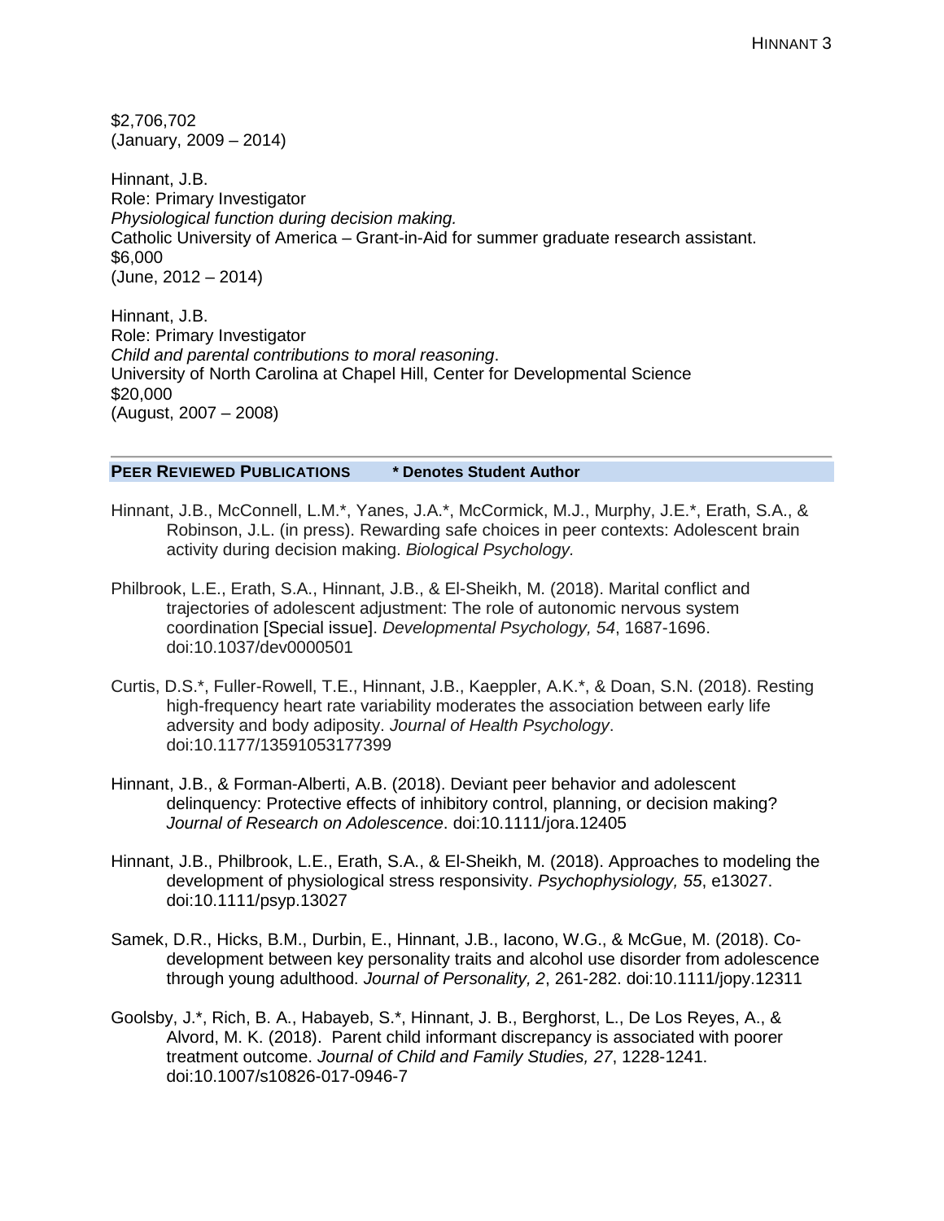$2,706,702
(January, 2009 – 2014)

Hinnant, J.B.
Role: Primary Investigator
*Physiological function during decision making.*
Catholic University of America – Grant-in-Aid for summer graduate research assistant.
$6,000
(June, 2012 – 2014)

Hinnant, J.B.
Role: Primary Investigator
*Child and parental contributions to moral reasoning*.
University of North Carolina at Chapel Hill, Center for Developmental Science
$20,000
(August, 2007 – 2008)

## PEER REVIEWED PUBLICATIONS * Denotes Student Author

Hinnant, J.B., McConnell, L.M.*, Yanes, J.A.*, McCormick, M.J., Murphy, J.E.*, Erath, S.A., & Robinson, J.L. (in press). Rewarding safe choices in peer contexts: Adolescent brain activity during decision making. *Biological Psychology.*

Philbrook, L.E., Erath, S.A., Hinnant, J.B., & El-Sheikh, M. (2018). Marital conflict and trajectories of adolescent adjustment: The role of autonomic nervous system coordination [Special issue]. *Developmental Psychology, 54*, 1687-1696. doi:10.1037/dev0000501

Curtis, D.S.*, Fuller-Rowell, T.E., Hinnant, J.B., Kaeppler, A.K.*, & Doan, S.N. (2018). Resting high-frequency heart rate variability moderates the association between early life adversity and body adiposity. *Journal of Health Psychology*. doi:10.1177/13591053177399

Hinnant, J.B., & Forman-Alberti, A.B. (2018). Deviant peer behavior and adolescent delinquency: Protective effects of inhibitory control, planning, or decision making? *Journal of Research on Adolescence*. doi:10.1111/jora.12405

Hinnant, J.B., Philbrook, L.E., Erath, S.A., & El-Sheikh, M. (2018). Approaches to modeling the development of physiological stress responsivity. *Psychophysiology, 55*, e13027. doi:10.1111/psyp.13027

Samek, D.R., Hicks, B.M., Durbin, E., Hinnant, J.B., Iacono, W.G., & McGue, M. (2018). Co-development between key personality traits and alcohol use disorder from adolescence through young adulthood. *Journal of Personality, 2*, 261-282. doi:10.1111/jopy.12311

Goolsby, J.*, Rich, B. A., Habayeb, S.*, Hinnant, J. B., Berghorst, L., De Los Reyes, A., & Alvord, M. K. (2018). Parent child informant discrepancy is associated with poorer treatment outcome. *Journal of Child and Family Studies, 27*, 1228-1241. doi:10.1007/s10826-017-0946-7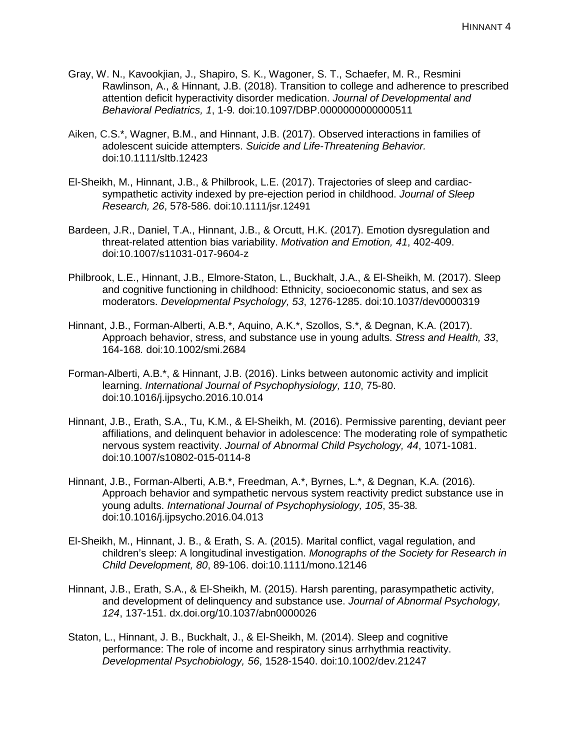Gray, W. N., Kavookjian, J., Shapiro, S. K., Wagoner, S. T., Schaefer, M. R., Resmini Rawlinson, A., & Hinnant, J.B. (2018). Transition to college and adherence to prescribed attention deficit hyperactivity disorder medication. *Journal of Developmental and Behavioral Pediatrics, 1*, 1-9. doi:10.1097/DBP.0000000000000511

Aiken, C.S.*, Wagner, B.M., and Hinnant, J.B. (2017). Observed interactions in families of adolescent suicide attempters. *Suicide and Life-Threatening Behavior.* doi:10.1111/sltb.12423

El-Sheikh, M., Hinnant, J.B., & Philbrook, L.E. (2017). Trajectories of sleep and cardiac-sympathetic activity indexed by pre-ejection period in childhood. *Journal of Sleep Research, 26*, 578-586. doi:10.1111/jsr.12491

Bardeen, J.R., Daniel, T.A., Hinnant, J.B., & Orcutt, H.K. (2017). Emotion dysregulation and threat-related attention bias variability. *Motivation and Emotion, 41*, 402-409. doi:10.1007/s11031-017-9604-z

Philbrook, L.E., Hinnant, J.B., Elmore-Staton, L., Buckhalt, J.A., & El-Sheikh, M. (2017). Sleep and cognitive functioning in childhood: Ethnicity, socioeconomic status, and sex as moderators. *Developmental Psychology, 53*, 1276-1285. doi:10.1037/dev0000319

Hinnant, J.B., Forman-Alberti, A.B.*, Aquino, A.K.*, Szollos, S.*, & Degnan, K.A. (2017). Approach behavior, stress, and substance use in young adults. *Stress and Health, 33*, 164-168. doi:10.1002/smi.2684

Forman-Alberti, A.B.*, & Hinnant, J.B. (2016). Links between autonomic activity and implicit learning. *International Journal of Psychophysiology, 110*, 75-80. doi:10.1016/j.ijpsycho.2016.10.014

Hinnant, J.B., Erath, S.A., Tu, K.M., & El-Sheikh, M. (2016). Permissive parenting, deviant peer affiliations, and delinquent behavior in adolescence: The moderating role of sympathetic nervous system reactivity. *Journal of Abnormal Child Psychology, 44*, 1071-1081. doi:10.1007/s10802-015-0114-8

Hinnant, J.B., Forman-Alberti, A.B.*, Freedman, A.*, Byrnes, L.*, & Degnan, K.A. (2016). Approach behavior and sympathetic nervous system reactivity predict substance use in young adults. *International Journal of Psychophysiology, 105*, 35-38. doi:10.1016/j.ijpsycho.2016.04.013

El-Sheikh, M., Hinnant, J. B., & Erath, S. A. (2015). Marital conflict, vagal regulation, and children's sleep: A longitudinal investigation. *Monographs of the Society for Research in Child Development, 80*, 89-106. doi:10.1111/mono.12146

Hinnant, J.B., Erath, S.A., & El-Sheikh, M. (2015). Harsh parenting, parasympathetic activity, and development of delinquency and substance use. *Journal of Abnormal Psychology, 124*, 137-151. dx.doi.org/10.1037/abn0000026

Staton, L., Hinnant, J. B., Buckhalt, J., & El-Sheikh, M. (2014). Sleep and cognitive performance: The role of income and respiratory sinus arrhythmia reactivity. *Developmental Psychobiology, 56*, 1528-1540. doi:10.1002/dev.21247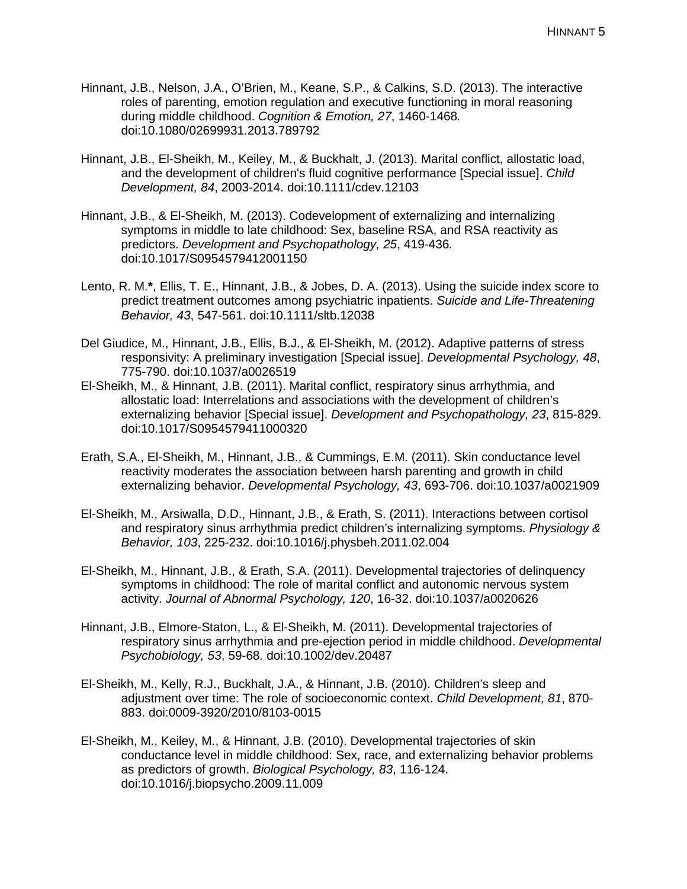Hinnant, J.B., Nelson, J.A., O'Brien, M., Keane, S.P., & Calkins, S.D. (2013). The interactive roles of parenting, emotion regulation and executive functioning in moral reasoning during middle childhood. *Cognition & Emotion, 27*, 1460-1468*.* doi:10.1080/02699931.2013.789792

Hinnant, J.B., El-Sheikh, M., Keiley, M., & Buckhalt, J. (2013). Marital conflict, allostatic load, and the development of children's fluid cognitive performance [Special issue]. *Child Development, 84*, 2003-2014. doi:10.1111/cdev.12103

Hinnant, J.B., & El-Sheikh, M. (2013). Codevelopment of externalizing and internalizing symptoms in middle to late childhood: Sex, baseline RSA, and RSA reactivity as predictors. *Development and Psychopathology, 25*, 419-436*.* doi:10.1017/S0954579412001150

Lento, R. M.**\***, Ellis, T. E., Hinnant, J.B., & Jobes, D. A. (2013). Using the suicide index score to predict treatment outcomes among psychiatric inpatients. *Suicide and Life-Threatening Behavior, 43*, 547-561. doi:10.1111/sltb.12038

Del Giudice, M., Hinnant, J.B., Ellis, B.J., & El-Sheikh, M. (2012). Adaptive patterns of stress responsivity: A preliminary investigation [Special issue]. *Developmental Psychology, 48*, 775-790. doi:10.1037/a0026519

El-Sheikh, M., & Hinnant, J.B. (2011). Marital conflict, respiratory sinus arrhythmia, and allostatic load: Interrelations and associations with the development of children's externalizing behavior [Special issue]. *Development and Psychopathology, 23*, 815-829. doi:10.1017/S0954579411000320

Erath, S.A., El-Sheikh, M., Hinnant, J.B., & Cummings, E.M. (2011). Skin conductance level reactivity moderates the association between harsh parenting and growth in child externalizing behavior. *Developmental Psychology, 43*, 693-706. doi:10.1037/a0021909

El-Sheikh, M., Arsiwalla, D.D., Hinnant, J.B., & Erath, S. (2011). Interactions between cortisol and respiratory sinus arrhythmia predict children's internalizing symptoms. *Physiology & Behavior, 103*, 225-232. doi:10.1016/j.physbeh.2011.02.004

El-Sheikh, M., Hinnant, J.B., & Erath, S.A. (2011). Developmental trajectories of delinquency symptoms in childhood: The role of marital conflict and autonomic nervous system activity. *Journal of Abnormal Psychology, 120*, 16-32. doi:10.1037/a0020626

Hinnant, J.B., Elmore-Staton, L., & El-Sheikh, M. (2011). Developmental trajectories of respiratory sinus arrhythmia and pre-ejection period in middle childhood. *Developmental Psychobiology, 53*, 59-68. doi:10.1002/dev.20487

El-Sheikh, M., Kelly, R.J., Buckhalt, J.A., & Hinnant, J.B. (2010). Children's sleep and adjustment over time: The role of socioeconomic context. *Child Development, 81*, 870-883. doi:0009-3920/2010/8103-0015

El-Sheikh, M., Keiley, M., & Hinnant, J.B. (2010). Developmental trajectories of skin conductance level in middle childhood: Sex, race, and externalizing behavior problems as predictors of growth. *Biological Psychology, 83*, 116-124. doi:10.1016/j.biopsycho.2009.11.009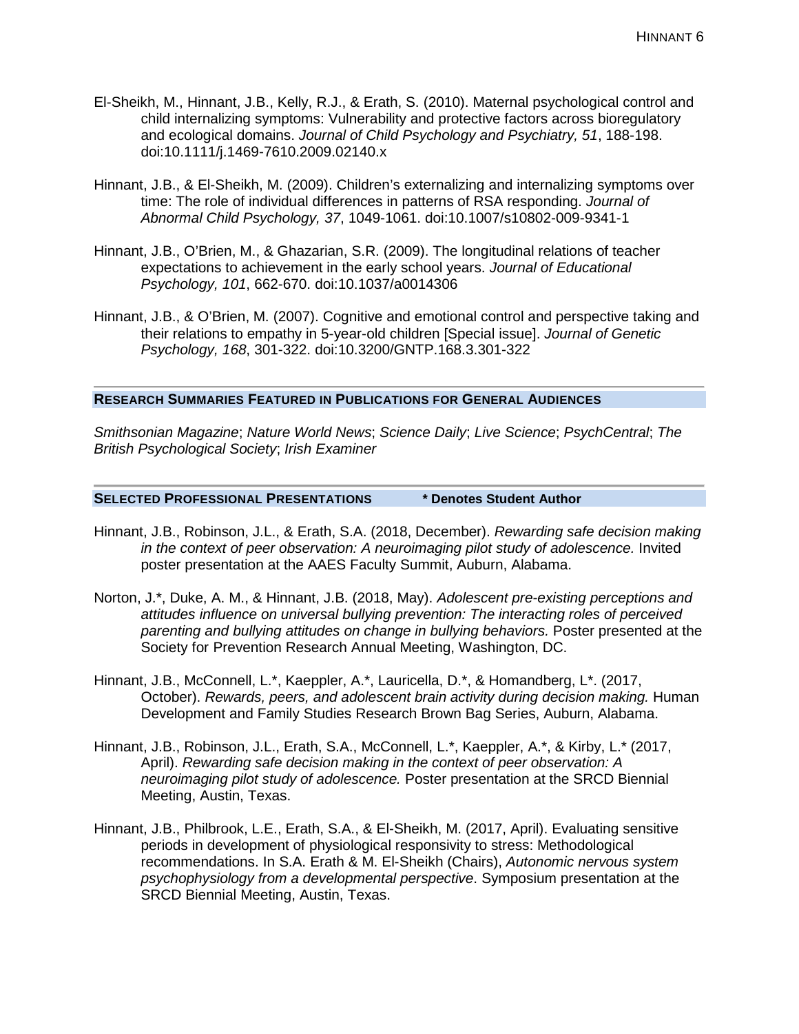El-Sheikh, M., Hinnant, J.B., Kelly, R.J., & Erath, S. (2010). Maternal psychological control and child internalizing symptoms: Vulnerability and protective factors across bioregulatory and ecological domains. *Journal of Child Psychology and Psychiatry, 51*, 188-198. doi:10.1111/j.1469-7610.2009.02140.x

Hinnant, J.B., & El-Sheikh, M. (2009). Children's externalizing and internalizing symptoms over time: The role of individual differences in patterns of RSA responding. *Journal of Abnormal Child Psychology, 37*, 1049-1061. doi:10.1007/s10802-009-9341-1

Hinnant, J.B., O'Brien, M., & Ghazarian, S.R. (2009). The longitudinal relations of teacher expectations to achievement in the early school years. *Journal of Educational Psychology, 101*, 662-670. doi:10.1037/a0014306

Hinnant, J.B., & O'Brien, M. (2007). Cognitive and emotional control and perspective taking and their relations to empathy in 5-year-old children [Special issue]. *Journal of Genetic Psychology, 168*, 301-322. doi:10.3200/GNTP.168.3.301-322

## RESEARCH SUMMARIES FEATURED IN PUBLICATIONS FOR GENERAL AUDIENCES

*Smithsonian Magazine*; *Nature World News*; *Science Daily*; *Live Science*; *PsychCentral*; *The British Psychological Society*; *Irish Examiner*

## SELECTED PROFESSIONAL PRESENTATIONS **\* Denotes Student Author**

Hinnant, J.B., Robinson, J.L., & Erath, S.A. (2018, December). *Rewarding safe decision making in the context of peer observation: A neuroimaging pilot study of adolescence.* Invited poster presentation at the AAES Faculty Summit, Auburn, Alabama.

Norton, J.*, Duke, A. M., & Hinnant, J.B. (2018, May). *Adolescent pre-existing perceptions and attitudes influence on universal bullying prevention: The interacting roles of perceived parenting and bullying attitudes on change in bullying behaviors.* Poster presented at the Society for Prevention Research Annual Meeting, Washington, DC.

Hinnant, J.B., McConnell, L.*, Kaeppler, A.*, Lauricella, D.*, & Homandberg, L*. (2017, October). *Rewards, peers, and adolescent brain activity during decision making.* Human Development and Family Studies Research Brown Bag Series, Auburn, Alabama.

Hinnant, J.B., Robinson, J.L., Erath, S.A., McConnell, L.*, Kaeppler, A.*, & Kirby, L.* (2017, April). *Rewarding safe decision making in the context of peer observation: A neuroimaging pilot study of adolescence.* Poster presentation at the SRCD Biennial Meeting, Austin, Texas.

Hinnant, J.B., Philbrook, L.E., Erath, S.A., & El-Sheikh, M. (2017, April). Evaluating sensitive periods in development of physiological responsivity to stress: Methodological recommendations. In S.A. Erath & M. El-Sheikh (Chairs), *Autonomic nervous system psychophysiology from a developmental perspective*. Symposium presentation at the SRCD Biennial Meeting, Austin, Texas.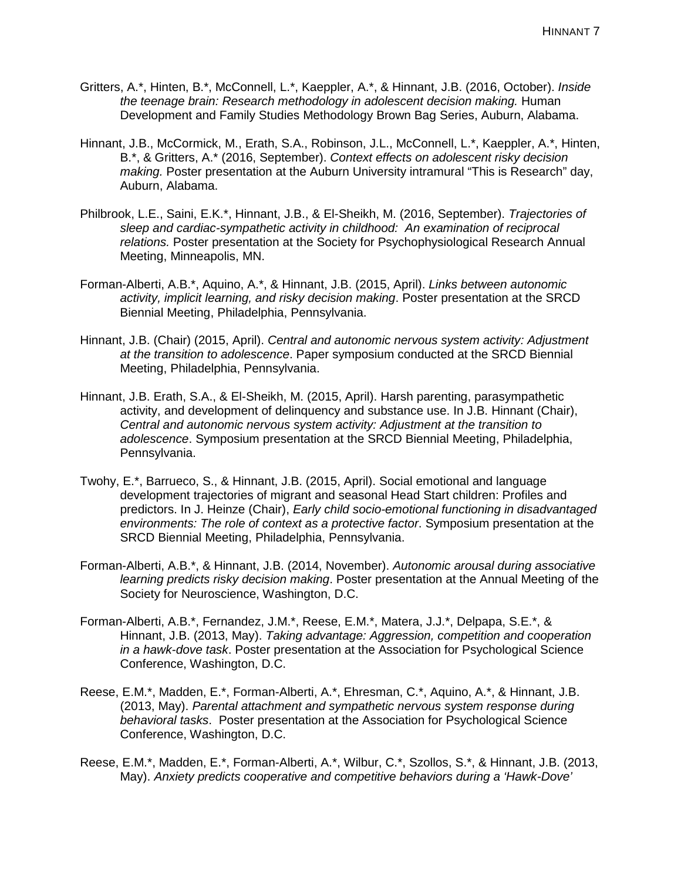Gritters, A.*, Hinten, B.*, McConnell, L.*, Kaeppler, A.*, & Hinnant, J.B. (2016, October). *Inside the teenage brain: Research methodology in adolescent decision making.* Human Development and Family Studies Methodology Brown Bag Series, Auburn, Alabama.

Hinnant, J.B., McCormick, M., Erath, S.A., Robinson, J.L., McConnell, L.*, Kaeppler, A.*, Hinten, B.*, & Gritters, A.* (2016, September). *Context effects on adolescent risky decision making.* Poster presentation at the Auburn University intramural "This is Research" day, Auburn, Alabama.

Philbrook, L.E., Saini, E.K.*, Hinnant, J.B., & El-Sheikh, M. (2016, September). *Trajectories of sleep and cardiac-sympathetic activity in childhood: An examination of reciprocal relations.* Poster presentation at the Society for Psychophysiological Research Annual Meeting, Minneapolis, MN.

Forman-Alberti, A.B.*, Aquino, A.*, & Hinnant, J.B. (2015, April). *Links between autonomic activity, implicit learning, and risky decision making*. Poster presentation at the SRCD Biennial Meeting, Philadelphia, Pennsylvania.

Hinnant, J.B. (Chair) (2015, April). *Central and autonomic nervous system activity: Adjustment at the transition to adolescence*. Paper symposium conducted at the SRCD Biennial Meeting, Philadelphia, Pennsylvania.

Hinnant, J.B. Erath, S.A., & El-Sheikh, M. (2015, April). Harsh parenting, parasympathetic activity, and development of delinquency and substance use. In J.B. Hinnant (Chair), *Central and autonomic nervous system activity: Adjustment at the transition to adolescence*. Symposium presentation at the SRCD Biennial Meeting, Philadelphia, Pennsylvania.

Twohy, E.*, Barrueco, S., & Hinnant, J.B. (2015, April). Social emotional and language development trajectories of migrant and seasonal Head Start children: Profiles and predictors. In J. Heinze (Chair), *Early child socio-emotional functioning in disadvantaged environments: The role of context as a protective factor*. Symposium presentation at the SRCD Biennial Meeting, Philadelphia, Pennsylvania.

Forman-Alberti, A.B.*, & Hinnant, J.B. (2014, November). *Autonomic arousal during associative learning predicts risky decision making*. Poster presentation at the Annual Meeting of the Society for Neuroscience, Washington, D.C.

Forman-Alberti, A.B.*, Fernandez, J.M.*, Reese, E.M.*, Matera, J.J.*, Delpapa, S.E.*, & Hinnant, J.B. (2013, May). *Taking advantage: Aggression, competition and cooperation in a hawk-dove task*. Poster presentation at the Association for Psychological Science Conference, Washington, D.C.

Reese, E.M.*, Madden, E.*, Forman-Alberti, A.*, Ehresman, C.*, Aquino, A.*, & Hinnant, J.B. (2013, May). *Parental attachment and sympathetic nervous system response during behavioral tasks*. Poster presentation at the Association for Psychological Science Conference, Washington, D.C.

Reese, E.M.*, Madden, E.*, Forman-Alberti, A.*, Wilbur, C.*, Szollos, S.*, & Hinnant, J.B. (2013, May). *Anxiety predicts cooperative and competitive behaviors during a 'Hawk-Dove'*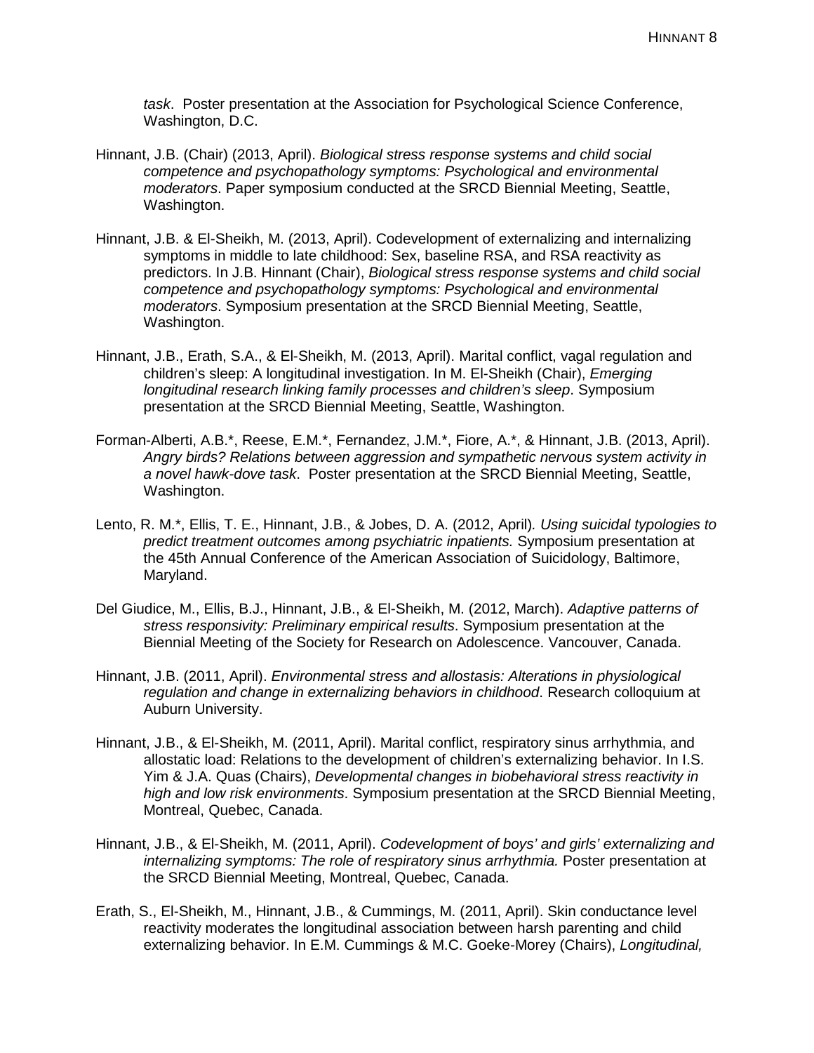*task*. Poster presentation at the Association for Psychological Science Conference, Washington, D.C.

Hinnant, J.B. (Chair) (2013, April). *Biological stress response systems and child social competence and psychopathology symptoms: Psychological and environmental moderators*. Paper symposium conducted at the SRCD Biennial Meeting, Seattle, Washington.

Hinnant, J.B. & El-Sheikh, M. (2013, April). Codevelopment of externalizing and internalizing symptoms in middle to late childhood: Sex, baseline RSA, and RSA reactivity as predictors. In J.B. Hinnant (Chair), *Biological stress response systems and child social competence and psychopathology symptoms: Psychological and environmental moderators*. Symposium presentation at the SRCD Biennial Meeting, Seattle, Washington.

Hinnant, J.B., Erath, S.A., & El-Sheikh, M. (2013, April). Marital conflict, vagal regulation and children's sleep: A longitudinal investigation. In M. El-Sheikh (Chair), *Emerging longitudinal research linking family processes and children's sleep*. Symposium presentation at the SRCD Biennial Meeting, Seattle, Washington.

Forman-Alberti, A.B.*, Reese, E.M.*, Fernandez, J.M.*, Fiore, A.*, & Hinnant, J.B. (2013, April). *Angry birds? Relations between aggression and sympathetic nervous system activity in a novel hawk-dove task*. Poster presentation at the SRCD Biennial Meeting, Seattle, Washington.

Lento, R. M.*, Ellis, T. E., Hinnant, J.B., & Jobes, D. A. (2012, April). *Using suicidal typologies to predict treatment outcomes among psychiatric inpatients.* Symposium presentation at the 45th Annual Conference of the American Association of Suicidology, Baltimore, Maryland.

Del Giudice, M., Ellis, B.J., Hinnant, J.B., & El-Sheikh, M. (2012, March). *Adaptive patterns of stress responsivity: Preliminary empirical results*. Symposium presentation at the Biennial Meeting of the Society for Research on Adolescence. Vancouver, Canada.

Hinnant, J.B. (2011, April). *Environmental stress and allostasis: Alterations in physiological regulation and change in externalizing behaviors in childhood*. Research colloquium at Auburn University.

Hinnant, J.B., & El-Sheikh, M. (2011, April). Marital conflict, respiratory sinus arrhythmia, and allostatic load: Relations to the development of children's externalizing behavior. In I.S. Yim & J.A. Quas (Chairs), *Developmental changes in biobehavioral stress reactivity in high and low risk environments*. Symposium presentation at the SRCD Biennial Meeting, Montreal, Quebec, Canada.

Hinnant, J.B., & El-Sheikh, M. (2011, April). *Codevelopment of boys' and girls' externalizing and internalizing symptoms: The role of respiratory sinus arrhythmia.* Poster presentation at the SRCD Biennial Meeting, Montreal, Quebec, Canada.

Erath, S., El-Sheikh, M., Hinnant, J.B., & Cummings, M. (2011, April). Skin conductance level reactivity moderates the longitudinal association between harsh parenting and child externalizing behavior. In E.M. Cummings & M.C. Goeke-Morey (Chairs), *Longitudinal,*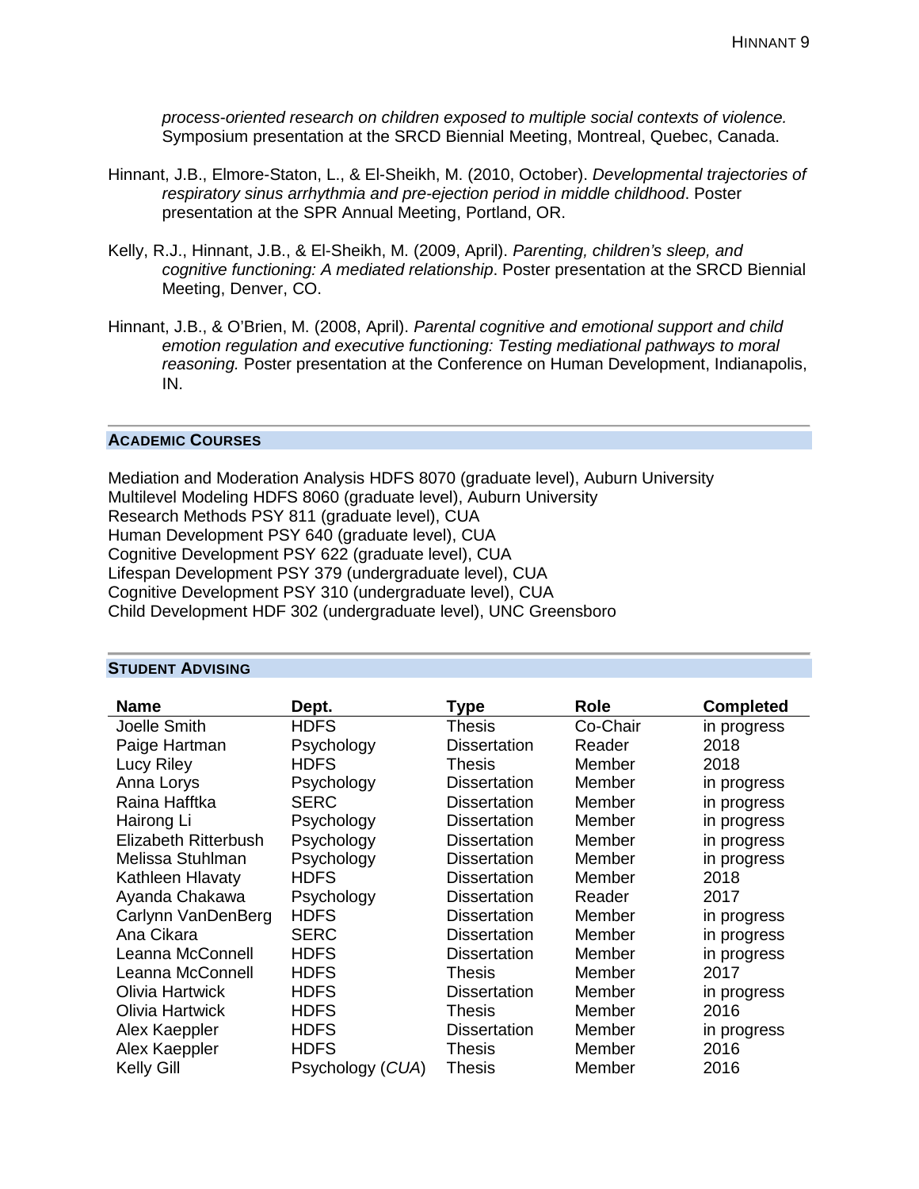*process-oriented research on children exposed to multiple social contexts of violence.* Symposium presentation at the SRCD Biennial Meeting, Montreal, Quebec, Canada.

Hinnant, J.B., Elmore-Staton, L., & El-Sheikh, M. (2010, October). *Developmental trajectories of respiratory sinus arrhythmia and pre-ejection period in middle childhood*. Poster presentation at the SPR Annual Meeting, Portland, OR.

Kelly, R.J., Hinnant, J.B., & El-Sheikh, M. (2009, April). *Parenting, children's sleep, and cognitive functioning: A mediated relationship*. Poster presentation at the SRCD Biennial Meeting, Denver, CO.

Hinnant, J.B., & O'Brien, M. (2008, April). *Parental cognitive and emotional support and child emotion regulation and executive functioning: Testing mediational pathways to moral reasoning.* Poster presentation at the Conference on Human Development, Indianapolis, IN.

## Academic Courses

Mediation and Moderation Analysis HDFS 8070 (graduate level), Auburn University
Multilevel Modeling HDFS 8060 (graduate level), Auburn University
Research Methods PSY 811 (graduate level), CUA
Human Development PSY 640 (graduate level), CUA
Cognitive Development PSY 622 (graduate level), CUA
Lifespan Development PSY 379 (undergraduate level), CUA
Cognitive Development PSY 310 (undergraduate level), CUA
Child Development HDF 302 (undergraduate level), UNC Greensboro

## Student Advising

| Name | Dept. | Type | Role | Completed |
|---|---|---|---|---|
| Joelle Smith | HDFS | Thesis | Co-Chair | in progress |
| Paige Hartman | Psychology | Dissertation | Reader | 2018 |
| Lucy Riley | HDFS | Thesis | Member | 2018 |
| Anna Lorys | Psychology | Dissertation | Member | in progress |
| Raina Hafftka | SERC | Dissertation | Member | in progress |
| Hairong Li | Psychology | Dissertation | Member | in progress |
| Elizabeth Ritterbush | Psychology | Dissertation | Member | in progress |
| Melissa Stuhlman | Psychology | Dissertation | Member | in progress |
| Kathleen Hlavaty | HDFS | Dissertation | Member | 2018 |
| Ayanda Chakawa | Psychology | Dissertation | Reader | 2017 |
| Carlynn VanDenBerg | HDFS | Dissertation | Member | in progress |
| Ana Cikara | SERC | Dissertation | Member | in progress |
| Leanna McConnell | HDFS | Dissertation | Member | in progress |
| Leanna McConnell | HDFS | Thesis | Member | 2017 |
| Olivia Hartwick | HDFS | Dissertation | Member | in progress |
| Olivia Hartwick | HDFS | Thesis | Member | 2016 |
| Alex Kaeppler | HDFS | Dissertation | Member | in progress |
| Alex Kaeppler | HDFS | Thesis | Member | 2016 |
| Kelly Gill | Psychology (*CUA*) | Thesis | Member | 2016 |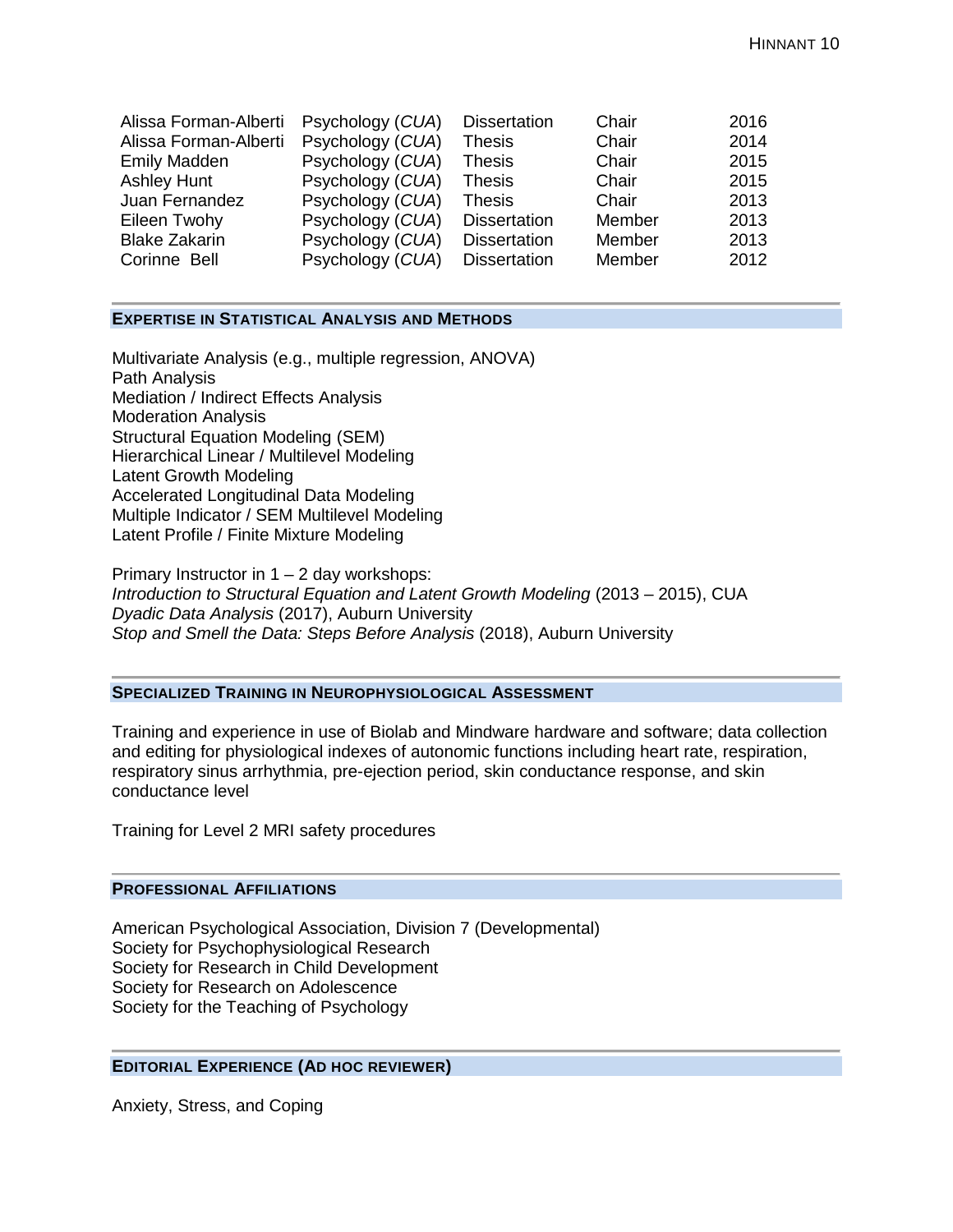| | | | | |
|---|---|---|---|---|
| Alissa Forman-Alberti | Psychology (*CUA*) | Dissertation | Chair | 2016 |
| Alissa Forman-Alberti | Psychology (*CUA*) | Thesis | Chair | 2014 |
| Emily Madden | Psychology (*CUA*) | Thesis | Chair | 2015 |
| Ashley Hunt | Psychology (*CUA*) | Thesis | Chair | 2015 |
| Juan Fernandez | Psychology (*CUA*) | Thesis | Chair | 2013 |
| Eileen Twohy | Psychology (*CUA*) | Dissertation | Member | 2013 |
| Blake Zakarin | Psychology (*CUA*) | Dissertation | Member | 2013 |
| Corinne Bell | Psychology (*CUA*) | Dissertation | Member | 2012 |

## Expertise in Statistical Analysis and Methods

Multivariate Analysis (e.g., multiple regression, ANOVA)
Path Analysis
Mediation / Indirect Effects Analysis
Moderation Analysis
Structural Equation Modeling (SEM)
Hierarchical Linear / Multilevel Modeling
Latent Growth Modeling
Accelerated Longitudinal Data Modeling
Multiple Indicator / SEM Multilevel Modeling
Latent Profile / Finite Mixture Modeling

Primary Instructor in 1 – 2 day workshops:
*Introduction to Structural Equation and Latent Growth Modeling* (2013 – 2015), CUA
*Dyadic Data Analysis* (2017), Auburn University
*Stop and Smell the Data: Steps Before Analysis* (2018), Auburn University

## Specialized Training in Neurophysiological Assessment

Training and experience in use of Biolab and Mindware hardware and software; data collection and editing for physiological indexes of autonomic functions including heart rate, respiration, respiratory sinus arrhythmia, pre-ejection period, skin conductance response, and skin conductance level

Training for Level 2 MRI safety procedures

## Professional Affiliations

American Psychological Association, Division 7 (Developmental)
Society for Psychophysiological Research
Society for Research in Child Development
Society for Research on Adolescence
Society for the Teaching of Psychology

## Editorial Experience (Ad hoc reviewer)

Anxiety, Stress, and Coping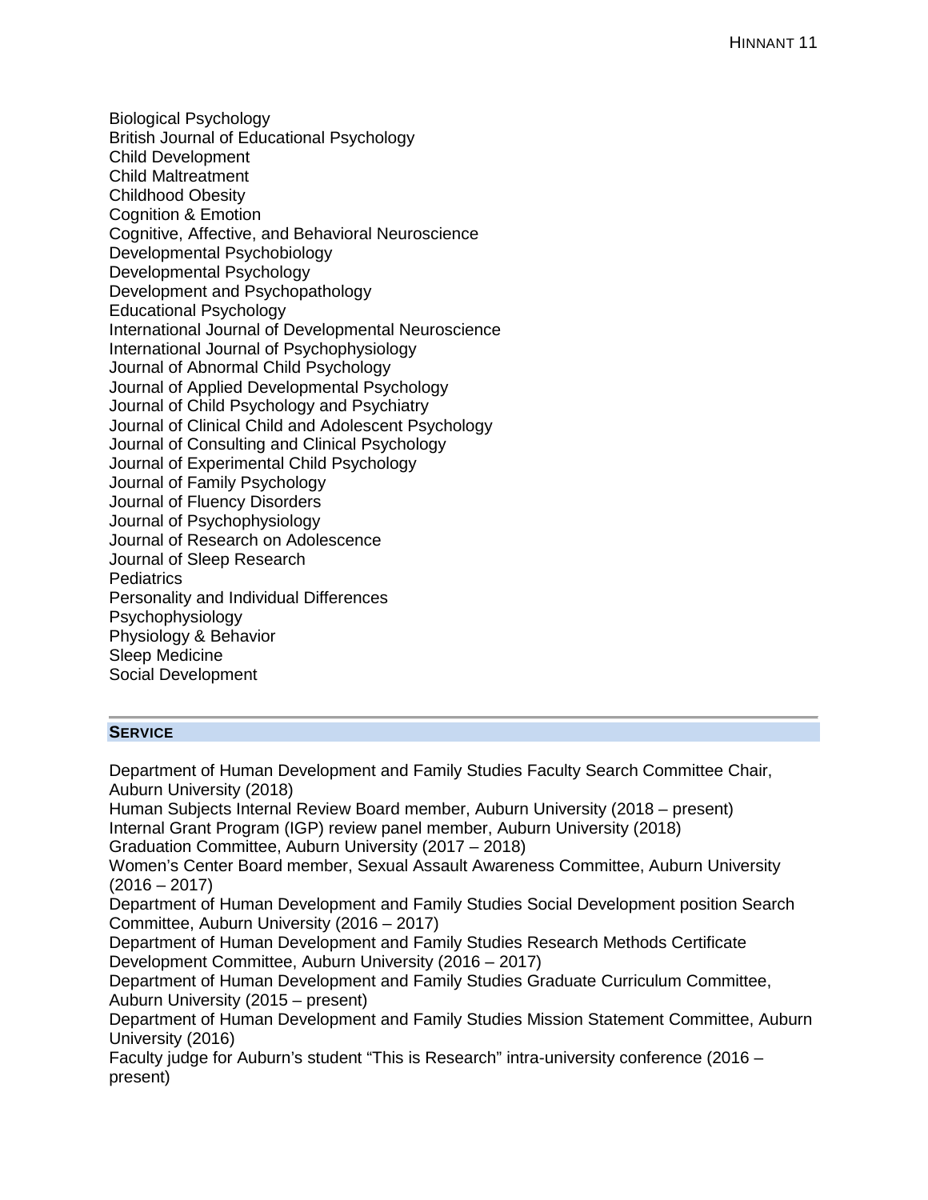Biological Psychology
British Journal of Educational Psychology
Child Development
Child Maltreatment
Childhood Obesity
Cognition & Emotion
Cognitive, Affective, and Behavioral Neuroscience
Developmental Psychobiology
Developmental Psychology
Development and Psychopathology
Educational Psychology
International Journal of Developmental Neuroscience
International Journal of Psychophysiology
Journal of Abnormal Child Psychology
Journal of Applied Developmental Psychology
Journal of Child Psychology and Psychiatry
Journal of Clinical Child and Adolescent Psychology
Journal of Consulting and Clinical Psychology
Journal of Experimental Child Psychology
Journal of Family Psychology
Journal of Fluency Disorders
Journal of Psychophysiology
Journal of Research on Adolescence
Journal of Sleep Research
Pediatrics
Personality and Individual Differences
Psychophysiology
Physiology & Behavior
Sleep Medicine
Social Development

## SERVICE

Department of Human Development and Family Studies Faculty Search Committee Chair, Auburn University (2018)
Human Subjects Internal Review Board member, Auburn University (2018 – present)
Internal Grant Program (IGP) review panel member, Auburn University (2018)
Graduation Committee, Auburn University (2017 – 2018)
Women's Center Board member, Sexual Assault Awareness Committee, Auburn University (2016 – 2017)
Department of Human Development and Family Studies Social Development position Search Committee, Auburn University (2016 – 2017)
Department of Human Development and Family Studies Research Methods Certificate Development Committee, Auburn University (2016 – 2017)
Department of Human Development and Family Studies Graduate Curriculum Committee, Auburn University (2015 – present)
Department of Human Development and Family Studies Mission Statement Committee, Auburn University (2016)
Faculty judge for Auburn's student "This is Research" intra-university conference (2016 – present)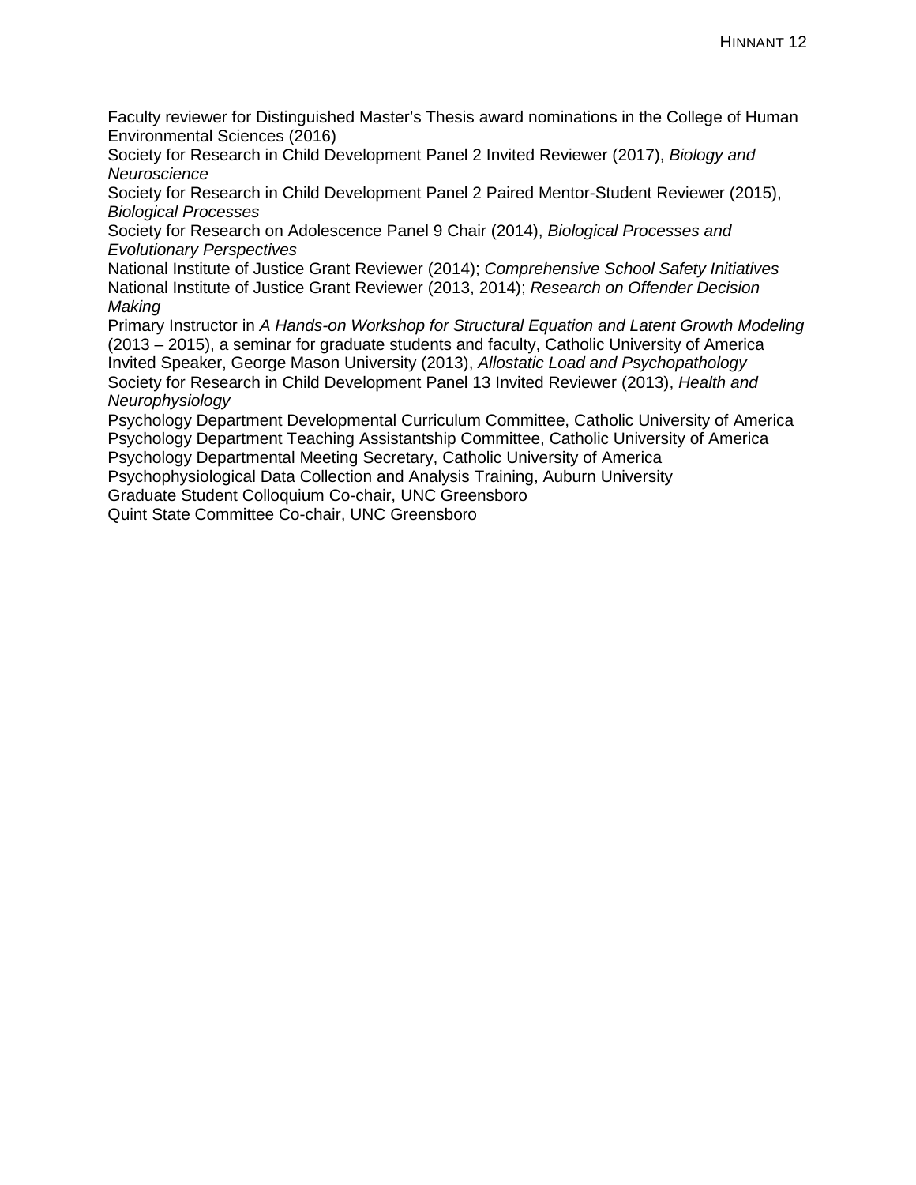Faculty reviewer for Distinguished Master's Thesis award nominations in the College of Human Environmental Sciences (2016)

Society for Research in Child Development Panel 2 Invited Reviewer (2017), *Biology and Neuroscience*

Society for Research in Child Development Panel 2 Paired Mentor-Student Reviewer (2015), *Biological Processes*

Society for Research on Adolescence Panel 9 Chair (2014), *Biological Processes and Evolutionary Perspectives*

National Institute of Justice Grant Reviewer (2014); *Comprehensive School Safety Initiatives*

National Institute of Justice Grant Reviewer (2013, 2014); *Research on Offender Decision Making*

Primary Instructor in *A Hands-on Workshop for Structural Equation and Latent Growth Modeling* (2013 – 2015), a seminar for graduate students and faculty, Catholic University of America

Invited Speaker, George Mason University (2013), *Allostatic Load and Psychopathology*

Society for Research in Child Development Panel 13 Invited Reviewer (2013), *Health and Neurophysiology*

Psychology Department Developmental Curriculum Committee, Catholic University of America

Psychology Department Teaching Assistantship Committee, Catholic University of America

Psychology Departmental Meeting Secretary, Catholic University of America

Psychophysiological Data Collection and Analysis Training, Auburn University

Graduate Student Colloquium Co-chair, UNC Greensboro

Quint State Committee Co-chair, UNC Greensboro